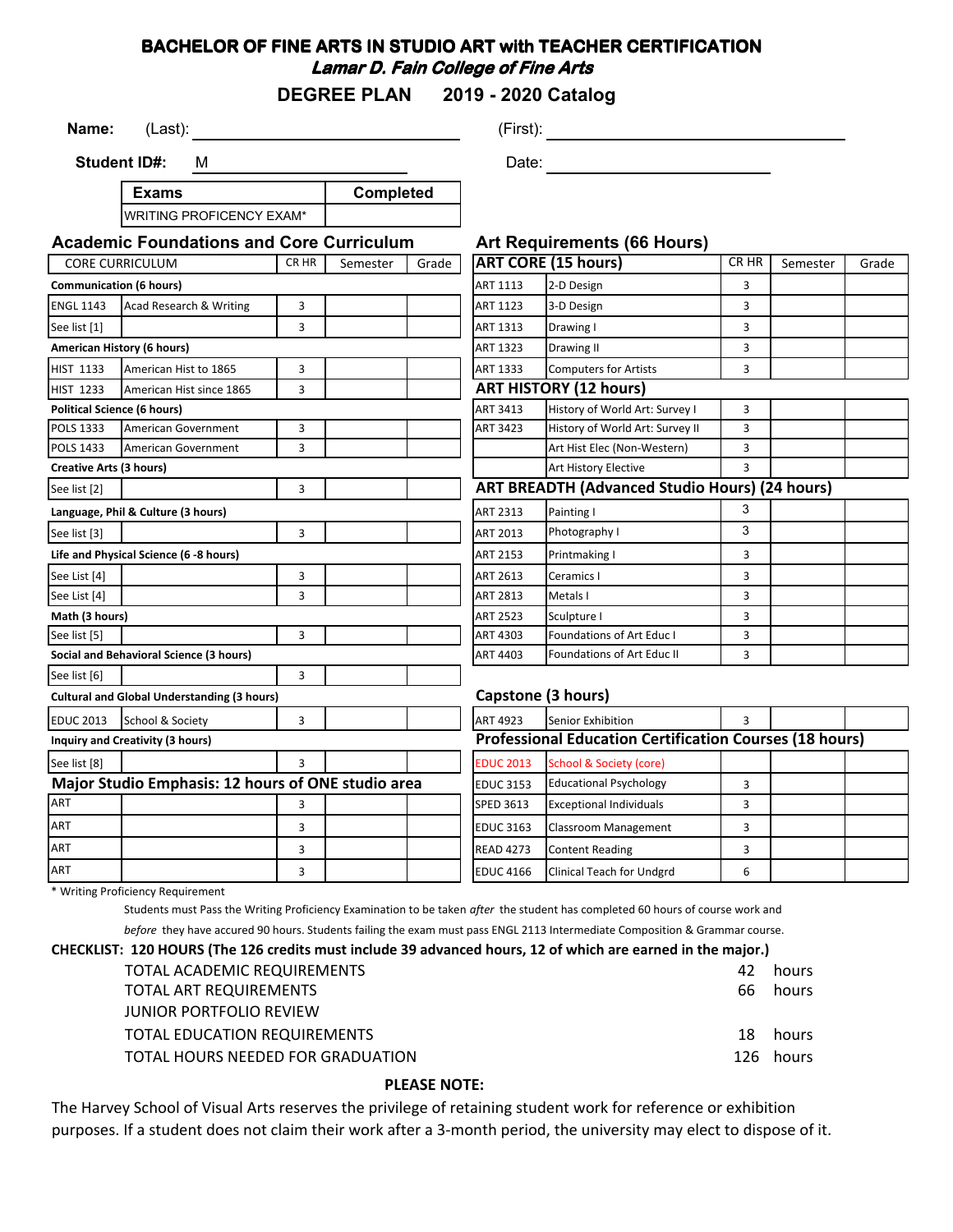# BACHELOR OF FINE ARTS IN STUDIO ART with TEACHER CERTIFICATION

## *Lamar D. Fain College of Fine Arts*

### DEGREE PLAN 2019 - 2020 Catalog

**Name:** (Last): ______________________ (First): ______________________

**Student ID#:** M ______________________ Date: ______________________

| Exams | Completed |
|---|---|
| WRITING PROFICENCY EXAM* | |

## Academic Foundations and Core Curriculum

| CORE CURRICULUM | | CR HR | Semester | Grade |
|---|---|---|---|---|
| **Communication (6 hours)** | | | | |
| ENGL 1143 | Acad Research & Writing | 3 | | |
| See list [1] | | 3 | | |
| **American History (6 hours)** | | | | |
| HIST 1133 | American Hist to 1865 | 3 | | |
| HIST 1233 | American Hist since 1865 | 3 | | |
| **Political Science (6 hours)** | | | | |
| POLS 1333 | American Government | 3 | | |
| POLS 1433 | American Government | 3 | | |
| **Creative Arts (3 hours)** | | | | |
| See list [2] | | 3 | | |
| **Language, Phil & Culture (3 hours)** | | | | |
| See list [3] | | 3 | | |
| **Life and Physical Science (6 -8 hours)** | | | | |
| See List [4] | | 3 | | |
| See List [4] | | 3 | | |
| **Math (3 hours)** | | | | |
| See list [5] | | 3 | | |
| **Social and Behavioral Science (3 hours)** | | | | |
| See list [6] | | 3 | | |
| **Cultural and Global Understanding (3 hours)** | | | | |
| EDUC 2013 | School & Society | 3 | | |
| **Inquiry and Creativity (3 hours)** | | | | |
| See list [8] | | 3 | | |

## Major Studio Emphasis: 12 hours of ONE studio area

| | | CR HR | Semester | Grade |
|---|---|---|---|---|
| ART | | 3 | | |
| ART | | 3 | | |
| ART | | 3 | | |
| ART | | 3 | | |

## Art Requirements (66 Hours)

| **ART CORE (15 hours)** | | CR HR | Semester | Grade |
|---|---|---|---|---|
| ART 1113 | 2-D Design | 3 | | |
| ART 1123 | 3-D Design | 3 | | |
| ART 1313 | Drawing I | 3 | | |
| ART 1323 | Drawing II | 3 | | |
| ART 1333 | Computers for Artists | 3 | | |
| **ART HISTORY (12 hours)** | | | | |
| ART 3413 | History of World Art: Survey I | 3 | | |
| ART 3423 | History of World Art: Survey II | 3 | | |
| | Art Hist Elec (Non-Western) | 3 | | |
| | Art History Elective | 3 | | |
| **ART BREADTH (Advanced Studio Hours) (24 hours)** | | | | |
| ART 2313 | Painting I | 3 | | |
| ART 2013 | Photography I | 3 | | |
| ART 2153 | Printmaking I | 3 | | |
| ART 2613 | Ceramics I | 3 | | |
| ART 2813 | Metals I | 3 | | |
| ART 2523 | Sculpture I | 3 | | |
| ART 4303 | Foundations of Art Educ I | 3 | | |
| ART 4403 | Foundations of Art Educ II | 3 | | |

## Capstone (3 hours)

| | | CR HR | Semester | Grade |
|---|---|---|---|---|
| ART 4923 | Senior Exhibition | 3 | | |

## Professional Education Certification Courses (18 hours)

| | | CR HR | Semester | Grade |
|---|---|---|---|---|
| EDUC 2013 | School & Society (core) | | | |
| EDUC 3153 | Educational Psychology | 3 | | |
| SPED 3613 | Exceptional Individuals | 3 | | |
| EDUC 3163 | Classroom Management | 3 | | |
| READ 4273 | Content Reading | 3 | | |
| EDUC 4166 | Clinical Teach for Undgrd | 6 | | |

\* Writing Proficiency Requirement

Students must Pass the Writing Proficiency Examination to be taken *after* the student has completed 60 hours of course work and *before* they have accured 90 hours. Students failing the exam must pass ENGL 2113 Intermediate Composition & Grammar course.

**CHECKLIST: 120 HOURS (The 126 credits must include 39 advanced hours, 12 of which are earned in the major.)**

| | | |
|---|---|---|
| TOTAL ACADEMIC REQUIREMENTS | 42 | hours |
| TOTAL ART REQUIREMENTS | 66 | hours |
| JUNIOR PORTFOLIO REVIEW | | |
| TOTAL EDUCATION REQUIREMENTS | 18 | hours |
| TOTAL HOURS NEEDED FOR GRADUATION | 126 | hours |

**PLEASE NOTE:**

The Harvey School of Visual Arts reserves the privilege of retaining student work for reference or exhibition purposes. If a student does not claim their work after a 3-month period, the university may elect to dispose of it.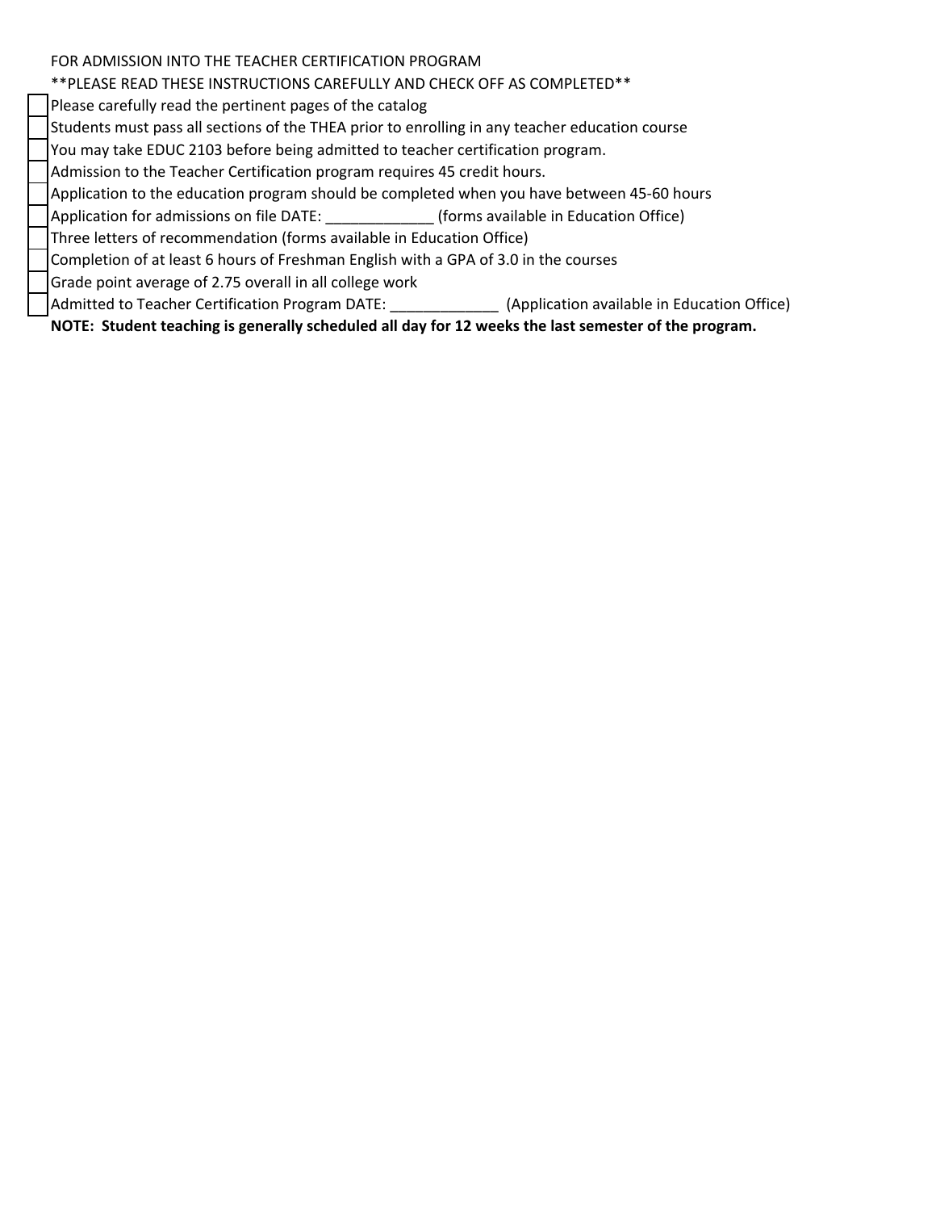FOR ADMISSION INTO THE TEACHER CERTIFICATION PROGRAM

**PLEASE READ THESE INSTRUCTIONS CAREFULLY AND CHECK OFF AS COMPLETED**

- [ ] Please carefully read the pertinent pages of the catalog
- [ ] Students must pass all sections of the THEA prior to enrolling in any teacher education course
- [ ] You may take EDUC 2103 before being admitted to teacher certification program.
- [ ] Admission to the Teacher Certification program requires 45 credit hours.
- [ ] Application to the education program should be completed when you have between 45-60 hours
- [ ] Application for admissions on file DATE: _____________ (forms available in Education Office)
- [ ] Three letters of recommendation (forms available in Education Office)
- [ ] Completion of at least 6 hours of Freshman English with a GPA of 3.0 in the courses
- [ ] Grade point average of 2.75 overall in all college work
- [ ] Admitted to Teacher Certification Program DATE: _____________ (Application available in Education Office)

**NOTE: Student teaching is generally scheduled all day for 12 weeks the last semester of the program.**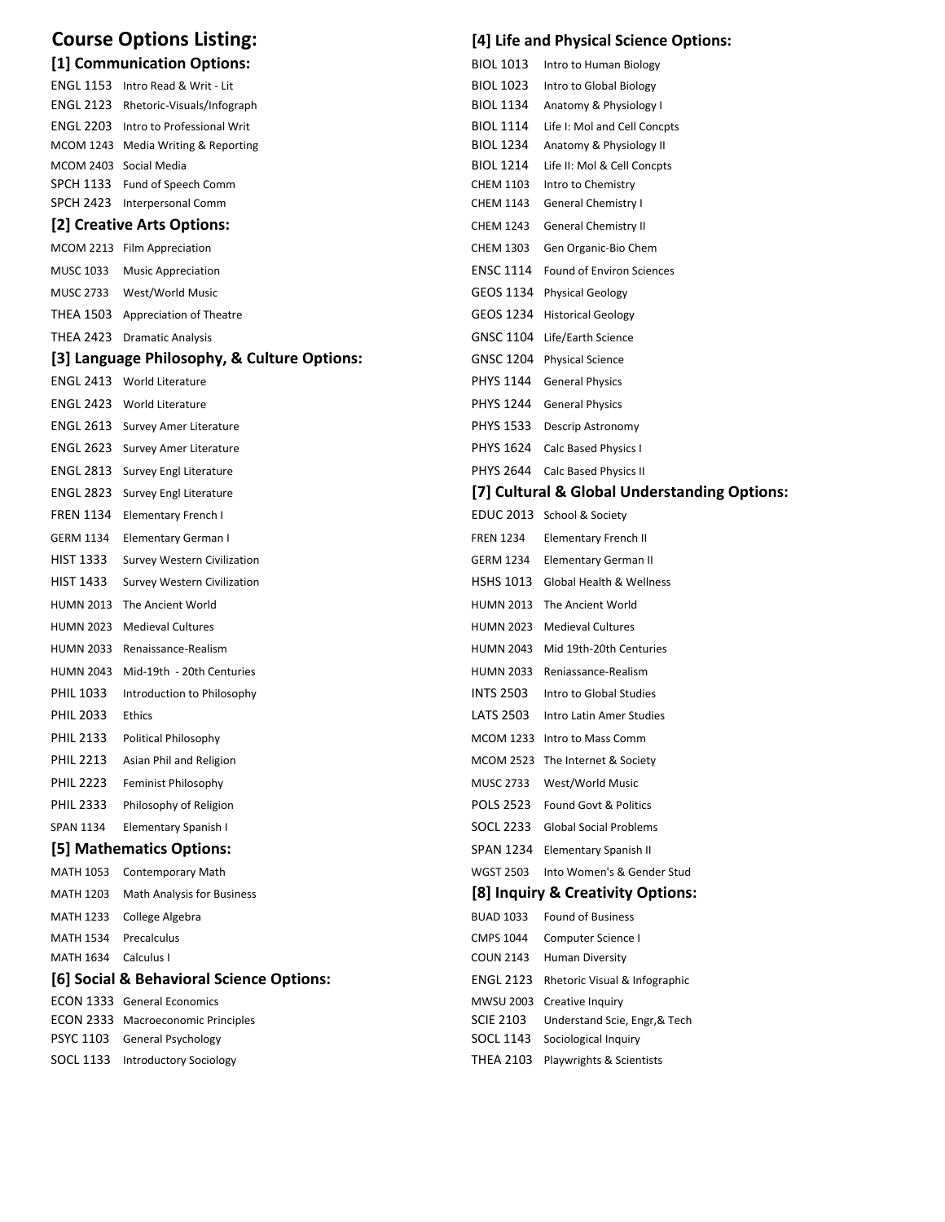# Course Options Listing:

## [1] Communication Options:

- ENGL 1153 Intro Read & Writ - Lit
- ENGL 2123 Rhetoric-Visuals/Infograph
- ENGL 2203 Intro to Professional Writ
- MCOM 1243 Media Writing & Reporting
- MCOM 2403 Social Media
- SPCH 1133 Fund of Speech Comm
- SPCH 2423 Interpersonal Comm

## [2] Creative Arts Options:

- MCOM 2213 Film Appreciation
- MUSC 1033 Music Appreciation
- MUSC 2733 West/World Music
- THEA 1503 Appreciation of Theatre
- THEA 2423 Dramatic Analysis

## [3] Language Philosophy, & Culture Options:

- ENGL 2413 World Literature
- ENGL 2423 World Literature
- ENGL 2613 Survey Amer Literature
- ENGL 2623 Survey Amer Literature
- ENGL 2813 Survey Engl Literature
- ENGL 2823 Survey Engl Literature
- FREN 1134 Elementary French I
- GERM 1134 Elementary German I
- HIST 1333 Survey Western Civilization
- HIST 1433 Survey Western Civilization
- HUMN 2013 The Ancient World
- HUMN 2023 Medieval Cultures
- HUMN 2033 Renaissance-Realism
- HUMN 2043 Mid-19th - 20th Centuries
- PHIL 1033 Introduction to Philosophy
- PHIL 2033 Ethics
- PHIL 2133 Political Philosophy
- PHIL 2213 Asian Phil and Religion
- PHIL 2223 Feminist Philosophy
- PHIL 2333 Philosophy of Religion
- SPAN 1134 Elementary Spanish I

## [5] Mathematics Options:

- MATH 1053 Contemporary Math
- MATH 1203 Math Analysis for Business
- MATH 1233 College Algebra
- MATH 1534 Precalculus
- MATH 1634 Calculus I

## [6] Social & Behavioral Science Options:

- ECON 1333 General Economics
- ECON 2333 Macroeconomic Principles
- PSYC 1103 General Psychology
- SOCL 1133 Introductory Sociology

## [4] Life and Physical Science Options:

- BIOL 1013 Intro to Human Biology
- BIOL 1023 Intro to Global Biology
- BIOL 1134 Anatomy & Physiology I
- BIOL 1114 Life I: Mol and Cell Concpts
- BIOL 1234 Anatomy & Physiology II
- BIOL 1214 Life II: Mol & Cell Concpts
- CHEM 1103 Intro to Chemistry
- CHEM 1143 General Chemistry I
- CHEM 1243 General Chemistry II
- CHEM 1303 Gen Organic-Bio Chem
- ENSC 1114 Found of Environ Sciences
- GEOS 1134 Physical Geology
- GEOS 1234 Historical Geology
- GNSC 1104 Life/Earth Science
- GNSC 1204 Physical Science
- PHYS 1144 General Physics
- PHYS 1244 General Physics
- PHYS 1533 Descrip Astronomy
- PHYS 1624 Calc Based Physics I
- PHYS 2644 Calc Based Physics II

## [7] Cultural & Global Understanding Options:

- EDUC 2013 School & Society
- FREN 1234 Elementary French II
- GERM 1234 Elementary German II
- HSHS 1013 Global Health & Wellness
- HUMN 2013 The Ancient World
- HUMN 2023 Medieval Cultures
- HUMN 2043 Mid 19th-20th Centuries
- HUMN 2033 Reniassance-Realism
- INTS 2503 Intro to Global Studies
- LATS 2503 Intro Latin Amer Studies
- MCOM 1233 Intro to Mass Comm
- MCOM 2523 The Internet & Society
- MUSC 2733 West/World Music
- POLS 2523 Found Govt & Politics
- SOCL 2233 Global Social Problems
- SPAN 1234 Elementary Spanish II
- WGST 2503 Into Women's & Gender Stud

## [8] Inquiry & Creativity Options:

- BUAD 1033 Found of Business
- CMPS 1044 Computer Science I
- COUN 2143 Human Diversity
- ENGL 2123 Rhetoric Visual & Infographic
- MWSU 2003 Creative Inquiry
- SCIE 2103 Understand Scie, Engr,& Tech
- SOCL 1143 Sociological Inquiry
- THEA 2103 Playwrights & Scientists